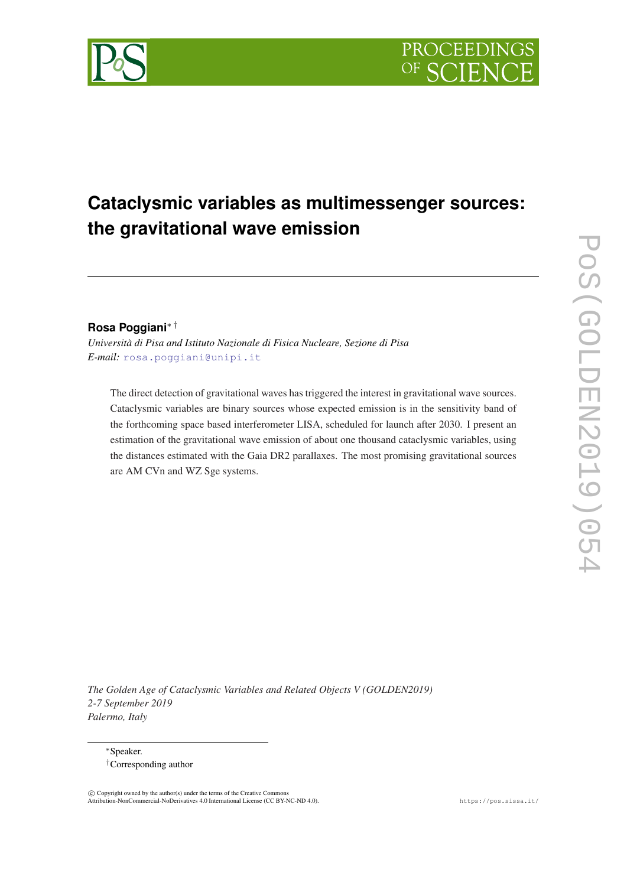# Cataclysmic variables as multimessenger sources: the gravitational wave emission

**Rosa Poggiani**[*][†]

*Università di Pisa and Istituto Nazionale di Fisica Nucleare, Sezione di Pisa*
*E-mail:* rosa.poggiani@unipi.it

The direct detection of gravitational waves has triggered the interest in gravitational wave sources. Cataclysmic variables are binary sources whose expected emission is in the sensitivity band of the forthcoming space based interferometer LISA, scheduled for launch after 2030. I present an estimation of the gravitational wave emission of about one thousand cataclysmic variables, using the distances estimated with the Gaia DR2 parallaxes. The most promising gravitational sources are AM CVn and WZ Sge systems.

*The Golden Age of Cataclysmic Variables and Related Objects V (GOLDEN2019)*
*2-7 September 2019*
*Palermo, Italy*

[*]Speaker.
[†]Corresponding author

© Copyright owned by the author(s) under the terms of the Creative Commons Attribution-NonCommercial-NoDerivatives 4.0 International License (CC BY-NC-ND 4.0).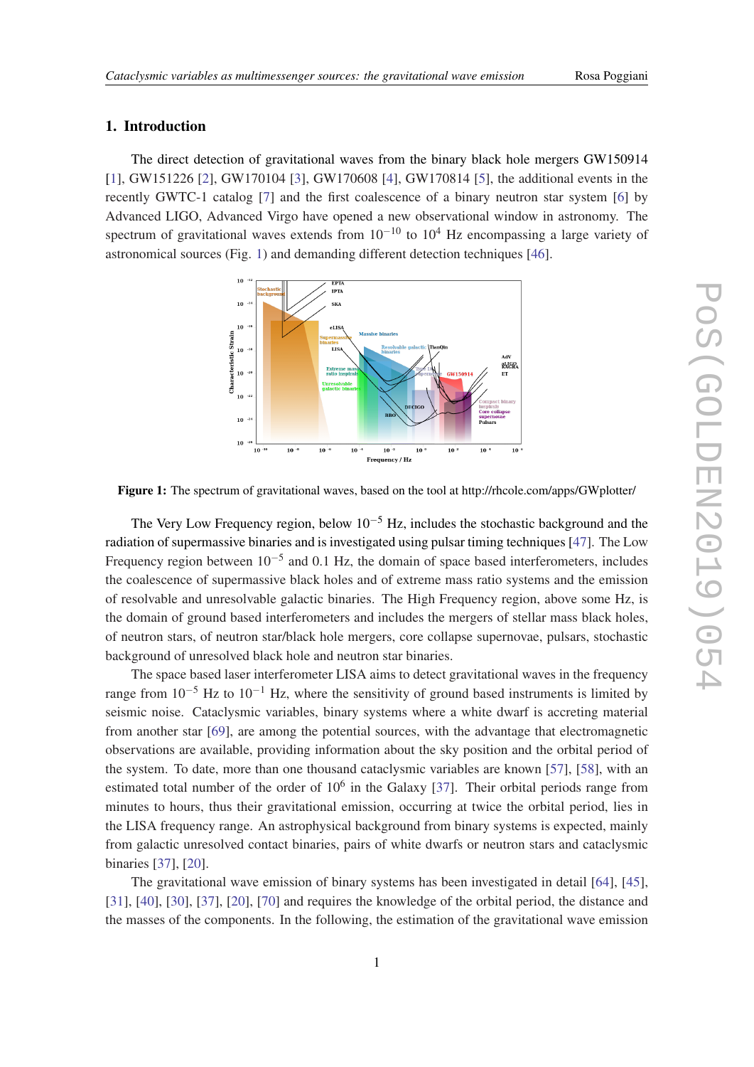## 1. Introduction

The direct detection of gravitational waves from the binary black hole mergers GW150914 [1], GW151226 [2], GW170104 [3], GW170608 [4], GW170814 [5], the additional events in the recently GWTC-1 catalog [7] and the first coalescence of a binary neutron star system [6] by Advanced LIGO, Advanced Virgo have opened a new observational window in astronomy. The spectrum of gravitational waves extends from $10^{-10}$ to $10^{4}$ Hz encompassing a large variety of astronomical sources (Fig. 1) and demanding different detection techniques [46].

**Figure 1:** The spectrum of gravitational waves, based on the tool at http://rhcole.com/apps/GWplotter/

The Very Low Frequency region, below $10^{-5}$ Hz, includes the stochastic background and the radiation of supermassive binaries and is investigated using pulsar timing techniques [47]. The Low Frequency region between $10^{-5}$ and 0.1 Hz, the domain of space based interferometers, includes the coalescence of supermassive black holes and of extreme mass ratio systems and the emission of resolvable and unresolvable galactic binaries. The High Frequency region, above some Hz, is the domain of ground based interferometers and includes the mergers of stellar mass black holes, of neutron stars, of neutron star/black hole mergers, core collapse supernovae, pulsars, stochastic background of unresolved black hole and neutron star binaries.

The space based laser interferometer LISA aims to detect gravitational waves in the frequency range from $10^{-5}$ Hz to $10^{-1}$ Hz, where the sensitivity of ground based instruments is limited by seismic noise. Cataclysmic variables, binary systems where a white dwarf is accreting material from another star [69], are among the potential sources, with the advantage that electromagnetic observations are available, providing information about the sky position and the orbital period of the system. To date, more than one thousand cataclysmic variables are known [57], [58], with an estimated total number of the order of $10^{6}$ in the Galaxy [37]. Their orbital periods range from minutes to hours, thus their gravitational emission, occurring at twice the orbital period, lies in the LISA frequency range. An astrophysical background from binary systems is expected, mainly from galactic unresolved contact binaries, pairs of white dwarfs or neutron stars and cataclysmic binaries [37], [20].

The gravitational wave emission of binary systems has been investigated in detail [64], [45], [31], [40], [30], [37], [20], [70] and requires the knowledge of the orbital period, the distance and the masses of the components. In the following, the estimation of the gravitational wave emission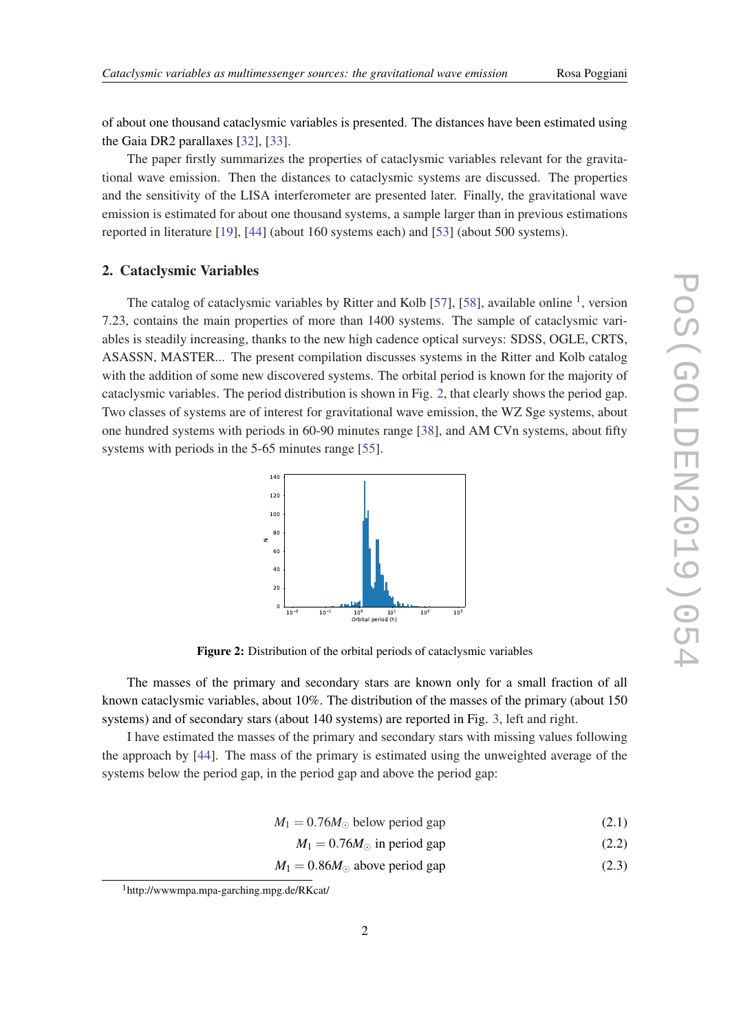of about one thousand cataclysmic variables is presented. The distances have been estimated using the Gaia DR2 parallaxes [32], [33].

The paper firstly summarizes the properties of cataclysmic variables relevant for the gravitational wave emission. Then the distances to cataclysmic systems are discussed. The properties and the sensitivity of the LISA interferometer are presented later. Finally, the gravitational wave emission is estimated for about one thousand systems, a sample larger than in previous estimations reported in literature [19], [44] (about 160 systems each) and [53] (about 500 systems).

## 2. Cataclysmic Variables

The catalog of cataclysmic variables by Ritter and Kolb [57], [58], available online [1], version 7.23, contains the main properties of more than 1400 systems. The sample of cataclysmic variables is steadily increasing, thanks to the new high cadence optical surveys: SDSS, OGLE, CRTS, ASASSN, MASTER... The present compilation discusses systems in the Ritter and Kolb catalog with the addition of some new discovered systems. The orbital period is known for the majority of cataclysmic variables. The period distribution is shown in Fig. 2, that clearly shows the period gap. Two classes of systems are of interest for gravitational wave emission, the WZ Sge systems, about one hundred systems with periods in 60-90 minutes range [38], and AM CVn systems, about fifty systems with periods in the 5-65 minutes range [55].

**Figure 2:** Distribution of the orbital periods of cataclysmic variables

The masses of the primary and secondary stars are known only for a small fraction of all known cataclysmic variables, about 10%. The distribution of the masses of the primary (about 150 systems) and of secondary stars (about 140 systems) are reported in Fig. 3, left and right.

I have estimated the masses of the primary and secondary stars with missing values following the approach by [44]. The mass of the primary is estimated using the unweighted average of the systems below the period gap, in the period gap and above the period gap:

$$M_1 = 0.76 M_\odot \text{ below period gap} \tag{2.1}$$

$$M_1 = 0.76 M_\odot \text{ in period gap} \tag{2.2}$$

$$M_1 = 0.86 M_\odot \text{ above period gap} \tag{2.3}$$

[1] http://wwwmpa.mpa-garching.mpg.de/RKcat/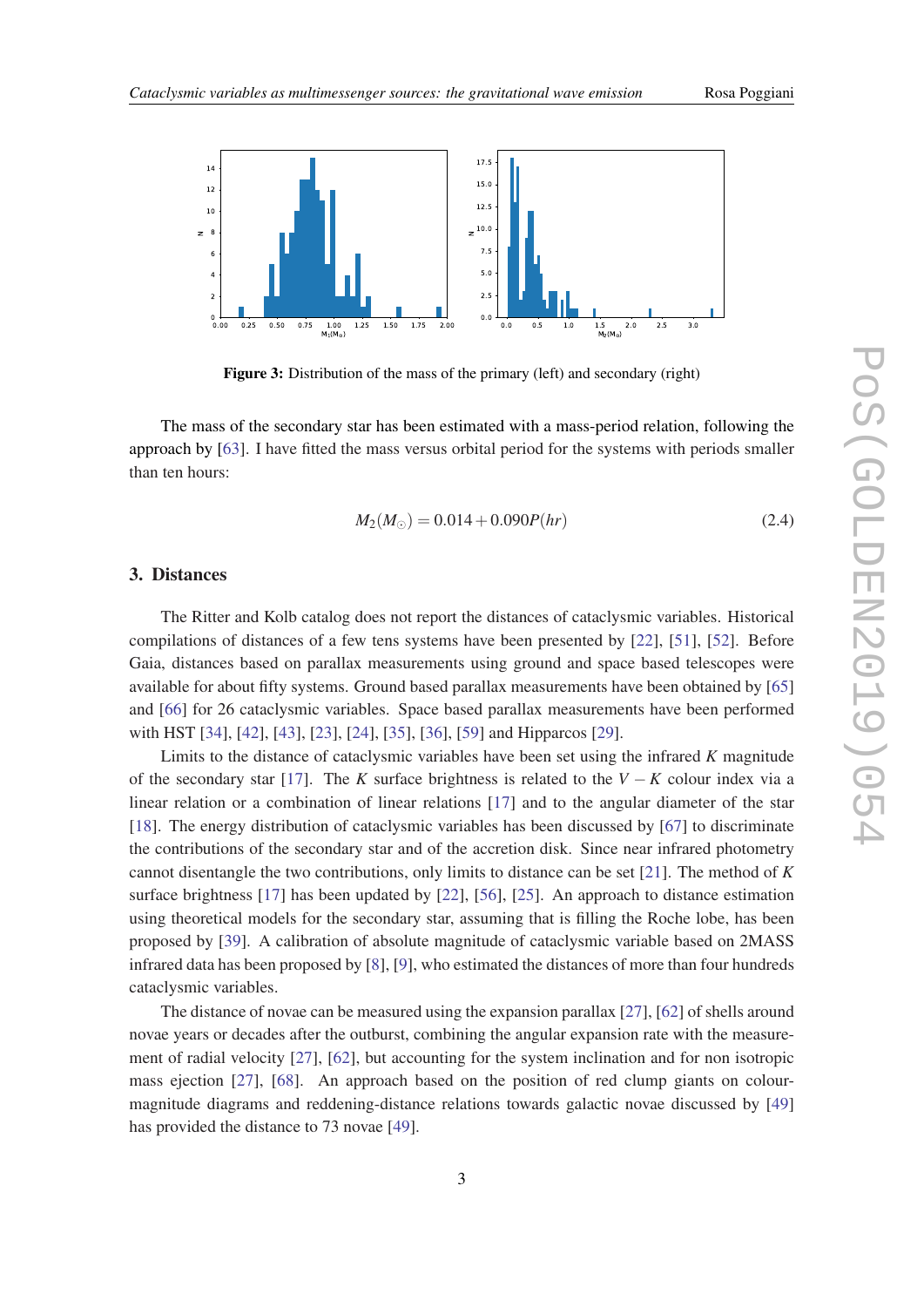**Figure 3:** Distribution of the mass of the primary (left) and secondary (right)

The mass of the secondary star has been estimated with a mass-period relation, following the approach by [63]. I have fitted the mass versus orbital period for the systems with periods smaller than ten hours:

$$M_2(M_\odot) = 0.014 + 0.090P(hr) \tag{2.4}$$

## 3. Distances

The Ritter and Kolb catalog does not report the distances of cataclysmic variables. Historical compilations of distances of a few tens systems have been presented by [22], [51], [52]. Before Gaia, distances based on parallax measurements using ground and space based telescopes were available for about fifty systems. Ground based parallax measurements have been obtained by [65] and [66] for 26 cataclysmic variables. Space based parallax measurements have been performed with HST [34], [42], [43], [23], [24], [35], [36], [59] and Hipparcos [29].

Limits to the distance of cataclysmic variables have been set using the infrared $K$ magnitude of the secondary star [17]. The $K$ surface brightness is related to the $V-K$ colour index via a linear relation or a combination of linear relations [17] and to the angular diameter of the star [18]. The energy distribution of cataclysmic variables has been discussed by [67] to discriminate the contributions of the secondary star and of the accretion disk. Since near infrared photometry cannot disentangle the two contributions, only limits to distance can be set [21]. The method of $K$ surface brightness [17] has been updated by [22], [56], [25]. An approach to distance estimation using theoretical models for the secondary star, assuming that is filling the Roche lobe, has been proposed by [39]. A calibration of absolute magnitude of cataclysmic variable based on 2MASS infrared data has been proposed by [8], [9], who estimated the distances of more than four hundreds cataclysmic variables.

The distance of novae can be measured using the expansion parallax [27], [62] of shells around novae years or decades after the outburst, combining the angular expansion rate with the measurement of radial velocity [27], [62], but accounting for the system inclination and for non isotropic mass ejection [27], [68]. An approach based on the position of red clump giants on colour-magnitude diagrams and reddening-distance relations towards galactic novae discussed by [49] has provided the distance to 73 novae [49].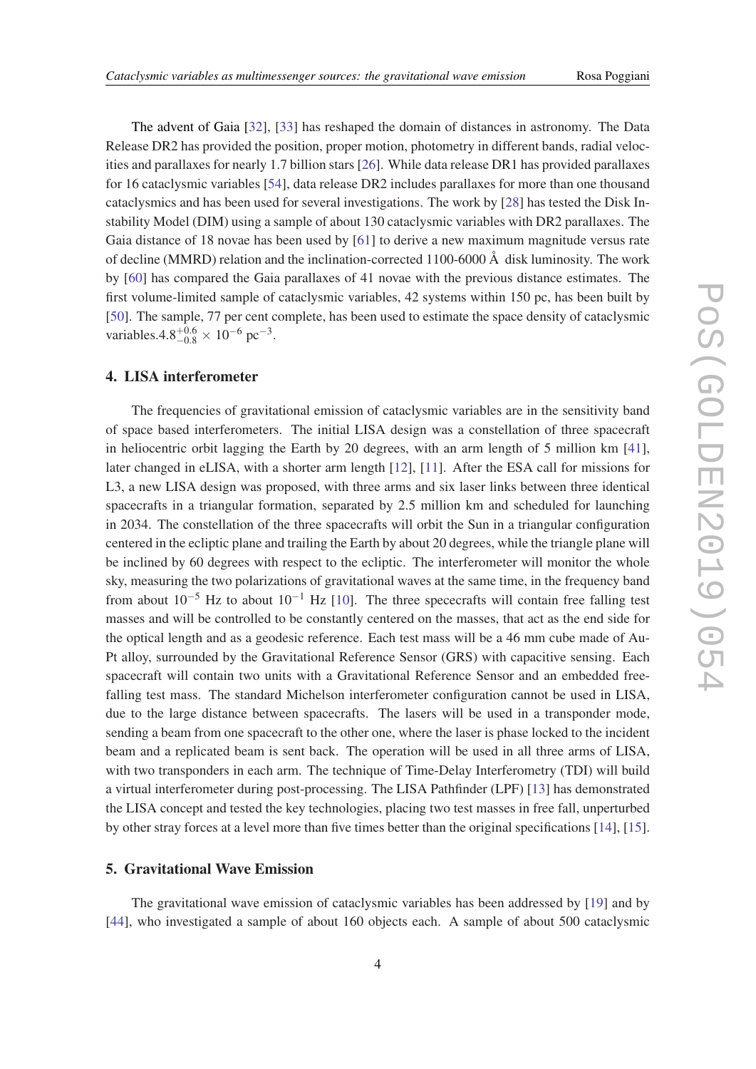The advent of Gaia [32], [33] has reshaped the domain of distances in astronomy. The Data Release DR2 has provided the position, proper motion, photometry in different bands, radial velocities and parallaxes for nearly 1.7 billion stars [26]. While data release DR1 has provided parallaxes for 16 cataclysmic variables [54], data release DR2 includes parallaxes for more than one thousand cataclysmics and has been used for several investigations. The work by [28] has tested the Disk Instability Model (DIM) using a sample of about 130 cataclysmic variables with DR2 parallaxes. The Gaia distance of 18 novae has been used by [61] to derive a new maximum magnitude versus rate of decline (MMRD) relation and the inclination-corrected 1100-6000 Å disk luminosity. The work by [60] has compared the Gaia parallaxes of 41 novae with the previous distance estimates. The first volume-limited sample of cataclysmic variables, 42 systems within 150 pc, has been built by [50]. The sample, 77 per cent complete, has been used to estimate the space density of cataclysmic variables.$4.8^{+0.6}_{-0.8} \times 10^{-6}$ pc$^{-3}$.

## 4. LISA interferometer

The frequencies of gravitational emission of cataclysmic variables are in the sensitivity band of space based interferometers. The initial LISA design was a constellation of three spacecraft in heliocentric orbit lagging the Earth by 20 degrees, with an arm length of 5 million km [41], later changed in eLISA, with a shorter arm length [12], [11]. After the ESA call for missions for L3, a new LISA design was proposed, with three arms and six laser links between three identical spacecrafts in a triangular formation, separated by 2.5 million km and scheduled for launching in 2034. The constellation of the three spacecrafts will orbit the Sun in a triangular configuration centered in the ecliptic plane and trailing the Earth by about 20 degrees, while the triangle plane will be inclined by 60 degrees with respect to the ecliptic. The interferometer will monitor the whole sky, measuring the two polarizations of gravitational waves at the same time, in the frequency band from about $10^{-5}$ Hz to about $10^{-1}$ Hz [10]. The three spececrafts will contain free falling test masses and will be controlled to be constantly centered on the masses, that act as the end side for the optical length and as a geodesic reference. Each test mass will be a 46 mm cube made of Au-Pt alloy, surrounded by the Gravitational Reference Sensor (GRS) with capacitive sensing. Each spacecraft will contain two units with a Gravitational Reference Sensor and an embedded free-falling test mass. The standard Michelson interferometer configuration cannot be used in LISA, due to the large distance between spacecrafts. The lasers will be used in a transponder mode, sending a beam from one spacecraft to the other one, where the laser is phase locked to the incident beam and a replicated beam is sent back. The operation will be used in all three arms of LISA, with two transponders in each arm. The technique of Time-Delay Interferometry (TDI) will build a virtual interferometer during post-processing. The LISA Pathfinder (LPF) [13] has demonstrated the LISA concept and tested the key technologies, placing two test masses in free fall, unperturbed by other stray forces at a level more than five times better than the original specifications [14], [15].

## 5. Gravitational Wave Emission

The gravitational wave emission of cataclysmic variables has been addressed by [19] and by [44], who investigated a sample of about 160 objects each. A sample of about 500 cataclysmic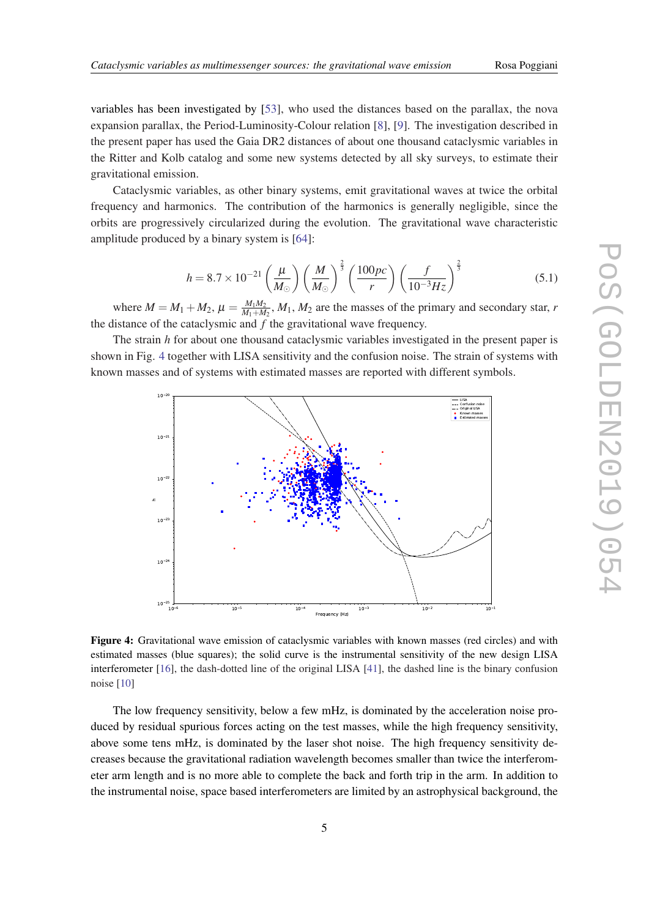variables has been investigated by [53], who used the distances based on the parallax, the nova expansion parallax, the Period-Luminosity-Colour relation [8], [9]. The investigation described in the present paper has used the Gaia DR2 distances of about one thousand cataclysmic variables in the Ritter and Kolb catalog and some new systems detected by all sky surveys, to estimate their gravitational emission.

Cataclysmic variables, as other binary systems, emit gravitational waves at twice the orbital frequency and harmonics. The contribution of the harmonics is generally negligible, since the orbits are progressively circularized during the evolution. The gravitational wave characteristic amplitude produced by a binary system is [64]:

$$h = 8.7 \times 10^{-21} \left(\frac{\mu}{M_\odot}\right) \left(\frac{M}{M_\odot}\right)^{\frac{2}{3}} \left(\frac{100pc}{r}\right) \left(\frac{f}{10^{-3}Hz}\right)^{\frac{2}{3}} \tag{5.1}$$

where $M = M_1 + M_2$, $\mu = \frac{M_1 M_2}{M_1+M_2}$, $M_1$, $M_2$ are the masses of the primary and secondary star, $r$ the distance of the cataclysmic and $f$ the gravitational wave frequency.

The strain $h$ for about one thousand cataclysmic variables investigated in the present paper is shown in Fig. 4 together with LISA sensitivity and the confusion noise. The strain of systems with known masses and of systems with estimated masses are reported with different symbols.

**Figure 4:** Gravitational wave emission of cataclysmic variables with known masses (red circles) and with estimated masses (blue squares); the solid curve is the instrumental sensitivity of the new design LISA interferometer [16], the dash-dotted line of the original LISA [41], the dashed line is the binary confusion noise [10]

The low frequency sensitivity, below a few mHz, is dominated by the acceleration noise produced by residual spurious forces acting on the test masses, while the high frequency sensitivity, above some tens mHz, is dominated by the laser shot noise. The high frequency sensitivity decreases because the gravitational radiation wavelength becomes smaller than twice the interferometer arm length and is no more able to complete the back and forth trip in the arm. In addition to the instrumental noise, space based interferometers are limited by an astrophysical background, the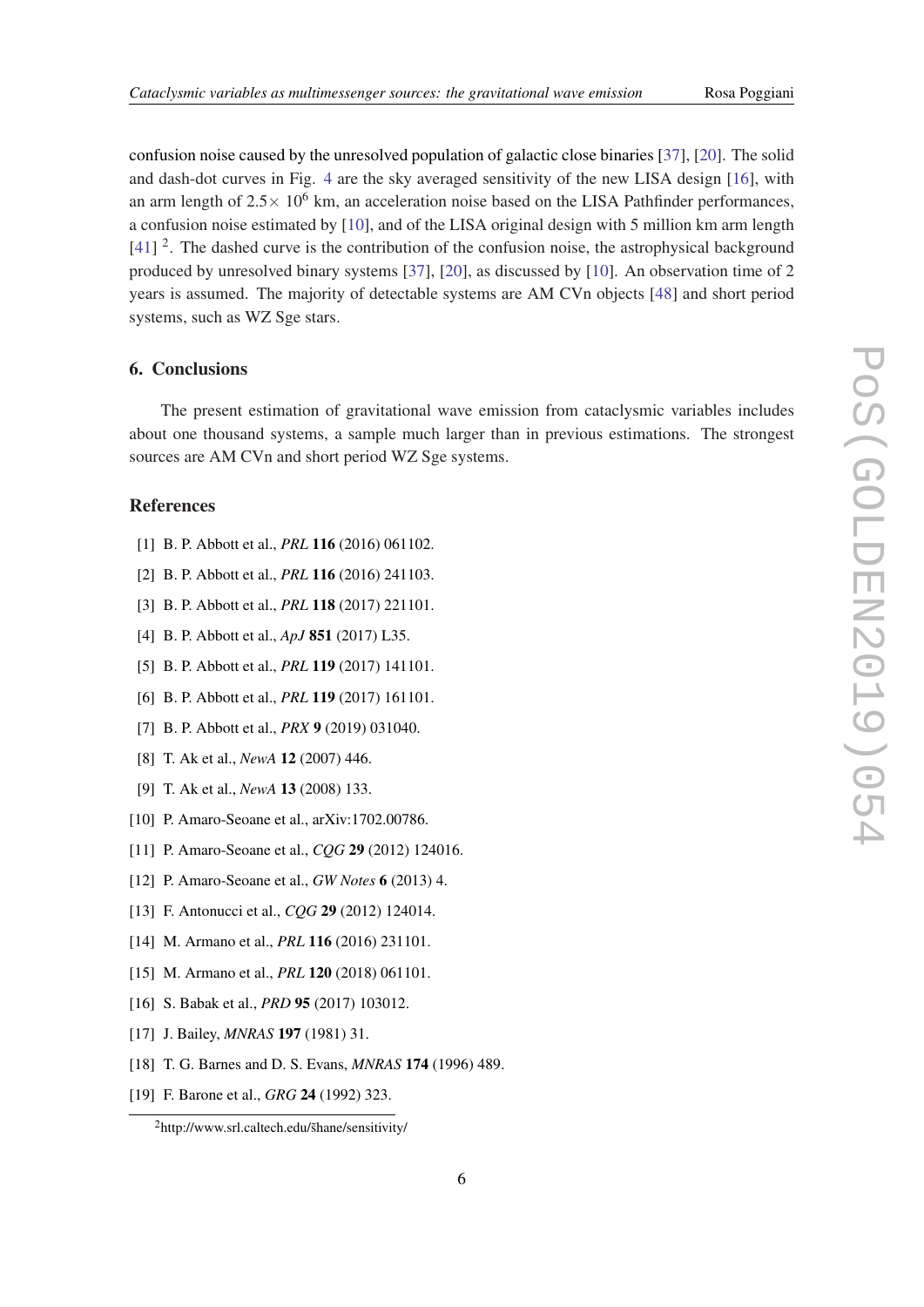confusion noise caused by the unresolved population of galactic close binaries [37], [20]. The solid and dash-dot curves in Fig. 4 are the sky averaged sensitivity of the new LISA design [16], with an arm length of $2.5\times 10^6$ km, an acceleration noise based on the LISA Pathfinder performances, a confusion noise estimated by [10], and of the LISA original design with 5 million km arm length [41] [2]. The dashed curve is the contribution of the confusion noise, the astrophysical background produced by unresolved binary systems [37], [20], as discussed by [10]. An observation time of 2 years is assumed. The majority of detectable systems are AM CVn objects [48] and short period systems, such as WZ Sge stars.

## 6. Conclusions

The present estimation of gravitational wave emission from cataclysmic variables includes about one thousand systems, a sample much larger than in previous estimations. The strongest sources are AM CVn and short period WZ Sge systems.

## References

[1] B. P. Abbott et al., *PRL* **116** (2016) 061102.

[2] B. P. Abbott et al., *PRL* **116** (2016) 241103.

[3] B. P. Abbott et al., *PRL* **118** (2017) 221101.

[4] B. P. Abbott et al., *ApJ* **851** (2017) L35.

[5] B. P. Abbott et al., *PRL* **119** (2017) 141101.

[6] B. P. Abbott et al., *PRL* **119** (2017) 161101.

[7] B. P. Abbott et al., *PRX* **9** (2019) 031040.

[8] T. Ak et al., *NewA* **12** (2007) 446.

[9] T. Ak et al., *NewA* **13** (2008) 133.

[10] P. Amaro-Seoane et al., arXiv:1702.00786.

[11] P. Amaro-Seoane et al., *CQG* **29** (2012) 124016.

[12] P. Amaro-Seoane et al., *GW Notes* **6** (2013) 4.

[13] F. Antonucci et al., *CQG* **29** (2012) 124014.

[14] M. Armano et al., *PRL* **116** (2016) 231101.

[15] M. Armano et al., *PRL* **120** (2018) 061101.

[16] S. Babak et al., *PRD* **95** (2017) 103012.

[17] J. Bailey, *MNRAS* **197** (1981) 31.

[18] T. G. Barnes and D. S. Evans, *MNRAS* **174** (1996) 489.

[19] F. Barone et al., *GRG* **24** (1992) 323.

[2] http://www.srl.caltech.edu/šhane/sensitivity/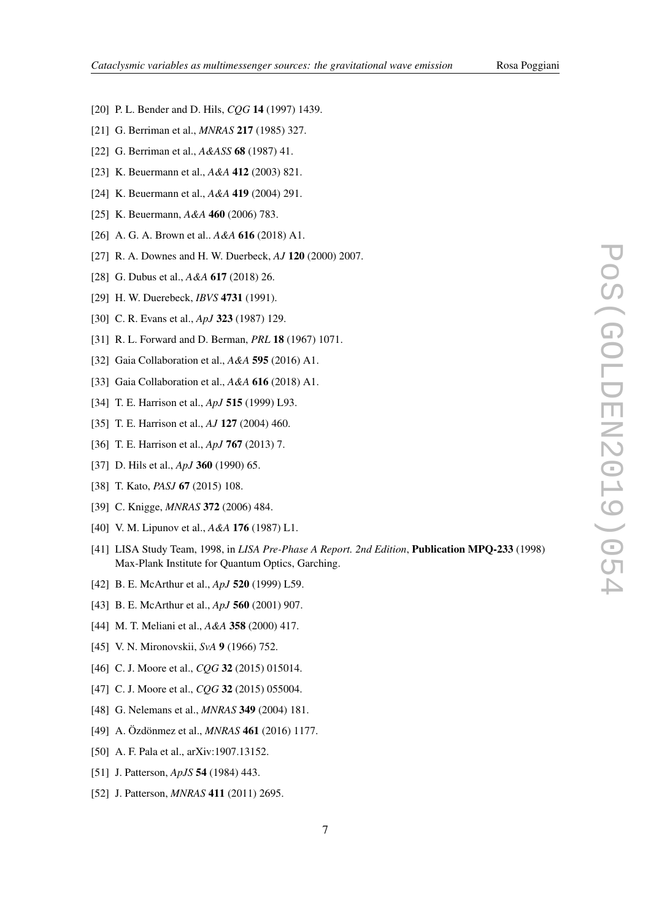[20] P. L. Bender and D. Hils, *CQG* **14** (1997) 1439.

[21] G. Berriman et al., *MNRAS* **217** (1985) 327.

[22] G. Berriman et al., *A&ASS* **68** (1987) 41.

[23] K. Beuermann et al., *A&A* **412** (2003) 821.

[24] K. Beuermann et al., *A&A* **419** (2004) 291.

[25] K. Beuermann, *A&A* **460** (2006) 783.

[26] A. G. A. Brown et al.. *A&A* **616** (2018) A1.

[27] R. A. Downes and H. W. Duerbeck, *AJ* **120** (2000) 2007.

[28] G. Dubus et al., *A&A* **617** (2018) 26.

[29] H. W. Duerebeck, *IBVS* **4731** (1991).

[30] C. R. Evans et al., *ApJ* **323** (1987) 129.

[31] R. L. Forward and D. Berman, *PRL* **18** (1967) 1071.

[32] Gaia Collaboration et al., *A&A* **595** (2016) A1.

[33] Gaia Collaboration et al., *A&A* **616** (2018) A1.

[34] T. E. Harrison et al., *ApJ* **515** (1999) L93.

[35] T. E. Harrison et al., *AJ* **127** (2004) 460.

[36] T. E. Harrison et al., *ApJ* **767** (2013) 7.

[37] D. Hils et al., *ApJ* **360** (1990) 65.

[38] T. Kato, *PASJ* **67** (2015) 108.

[39] C. Knigge, *MNRAS* **372** (2006) 484.

[40] V. M. Lipunov et al., *A&A* **176** (1987) L1.

[41] LISA Study Team, 1998, in *LISA Pre-Phase A Report. 2nd Edition*, **Publication MPQ-233** (1998) Max-Plank Institute for Quantum Optics, Garching.

[42] B. E. McArthur et al., *ApJ* **520** (1999) L59.

[43] B. E. McArthur et al., *ApJ* **560** (2001) 907.

[44] M. T. Meliani et al., *A&A* **358** (2000) 417.

[45] V. N. Mironovskii, *SvA* **9** (1966) 752.

[46] C. J. Moore et al., *CQG* **32** (2015) 015014.

[47] C. J. Moore et al., *CQG* **32** (2015) 055004.

[48] G. Nelemans et al., *MNRAS* **349** (2004) 181.

[49] A. Özdönmez et al., *MNRAS* **461** (2016) 1177.

[50] A. F. Pala et al., arXiv:1907.13152.

[51] J. Patterson, *ApJS* **54** (1984) 443.

[52] J. Patterson, *MNRAS* **411** (2011) 2695.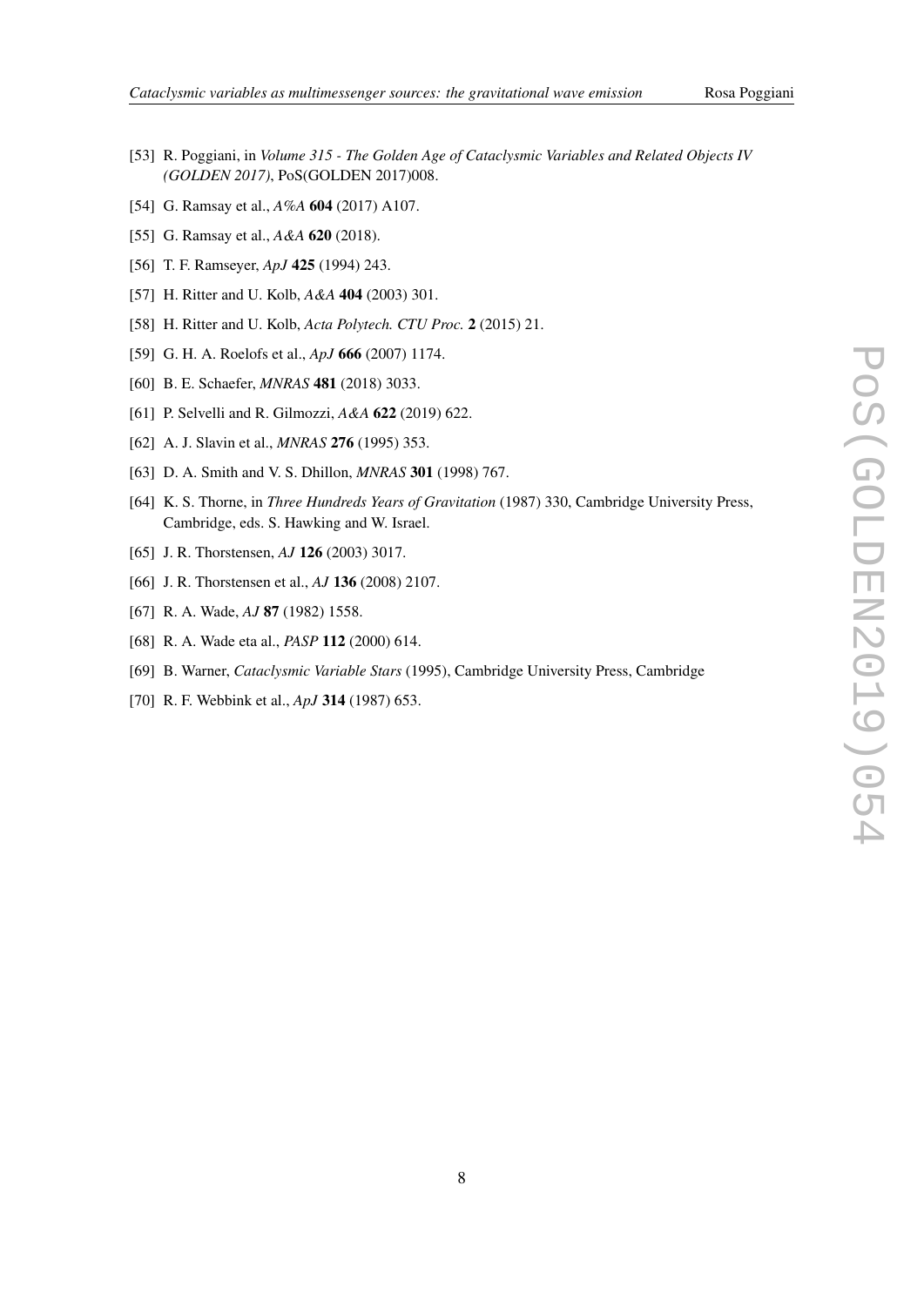[53] R. Poggiani, in *Volume 315 - The Golden Age of Cataclysmic Variables and Related Objects IV (GOLDEN 2017)*, PoS(GOLDEN 2017)008.

[54] G. Ramsay et al., *A%A* **604** (2017) A107.

[55] G. Ramsay et al., *A&A* **620** (2018).

[56] T. F. Ramseyer, *ApJ* **425** (1994) 243.

[57] H. Ritter and U. Kolb, *A&A* **404** (2003) 301.

[58] H. Ritter and U. Kolb, *Acta Polytech. CTU Proc.* **2** (2015) 21.

[59] G. H. A. Roelofs et al., *ApJ* **666** (2007) 1174.

[60] B. E. Schaefer, *MNRAS* **481** (2018) 3033.

[61] P. Selvelli and R. Gilmozzi, *A&A* **622** (2019) 622.

[62] A. J. Slavin et al., *MNRAS* **276** (1995) 353.

[63] D. A. Smith and V. S. Dhillon, *MNRAS* **301** (1998) 767.

[64] K. S. Thorne, in *Three Hundreds Years of Gravitation* (1987) 330, Cambridge University Press, Cambridge, eds. S. Hawking and W. Israel.

[65] J. R. Thorstensen, *AJ* **126** (2003) 3017.

[66] J. R. Thorstensen et al., *AJ* **136** (2008) 2107.

[67] R. A. Wade, *AJ* **87** (1982) 1558.

[68] R. A. Wade eta al., *PASP* **112** (2000) 614.

[69] B. Warner, *Cataclysmic Variable Stars* (1995), Cambridge University Press, Cambridge

[70] R. F. Webbink et al., *ApJ* **314** (1987) 653.